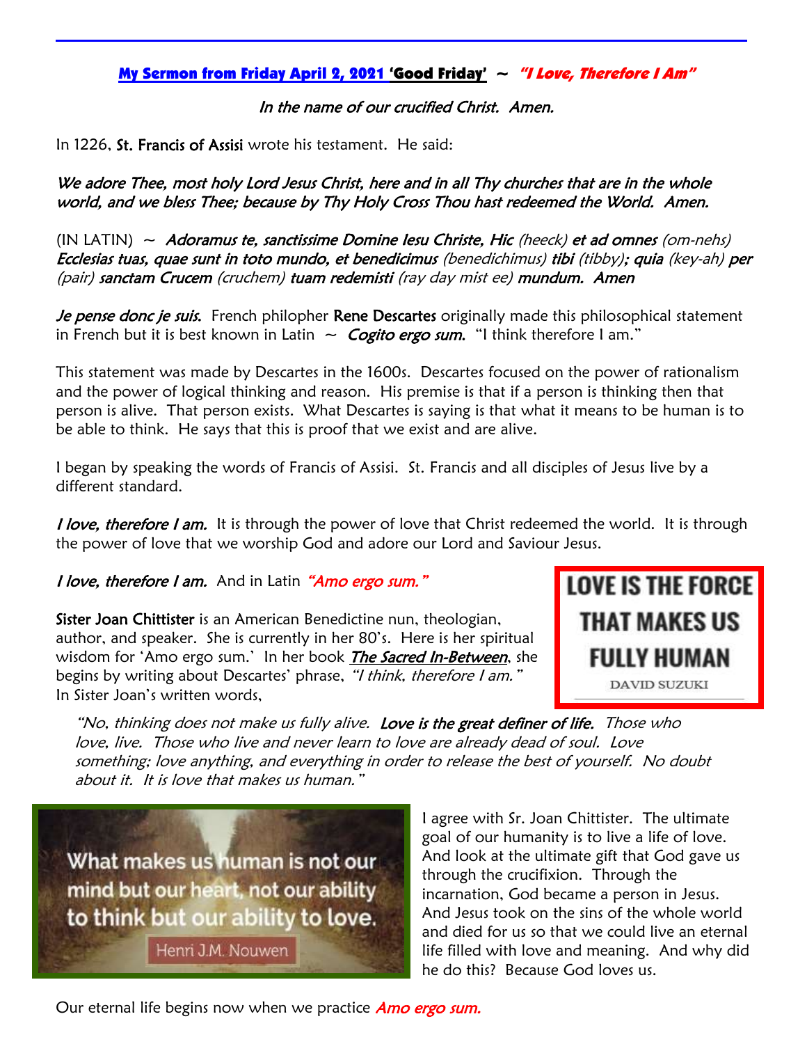**My Sermon from Friday April 2, 2021 'Good Friday' ~ *"I Love, Therefore I Am"***

*In the name of our crucified Christ. Amen.*

In 1226, **St. Francis of Assisi** wrote his testament. He said:

*We adore Thee, most holy Lord Jesus Christ, here and in all Thy churches that are in the whole world, and we bless Thee; because by Thy Holy Cross Thou hast redeemed the World. Amen.*

(IN LATIN) ~ ***Adoramus te, sanctissime Domine Iesu Christe, Hic*** *(heeck)* ***et ad omnes*** *(om-nehs)* ***Ecclesias tuas, quae sunt in toto mundo, et benedicimus*** *(benedichimus)* ***tibi*** *(tibby)****; quia*** *(key-ah)* ***per*** *(pair)* ***sanctam Crucem*** *(cruchem)* ***tuam redemisti*** *(ray day mist ee)* ***mundum. Amen***

***Je pense donc je suis.*** French philopher **Rene Descartes** originally made this philosophical statement in French but it is best known in Latin ~ ***Cogito ergo sum.*** "I think therefore I am."

This statement was made by Descartes in the 1600s. Descartes focused on the power of rationalism and the power of logical thinking and reason. His premise is that if a person is thinking then that person is alive. That person exists. What Descartes is saying is that what it means to be human is to be able to think. He says that this is proof that we exist and are alive.

I began by speaking the words of Francis of Assisi. St. Francis and all disciples of Jesus live by a different standard.

***I love, therefore I am.*** It is through the power of love that Christ redeemed the world. It is through the power of love that we worship God and adore our Lord and Saviour Jesus.

***I love, therefore I am.*** And in Latin *"Amo ergo sum."*

LOVE IS THE FORCE THAT MAKES US FULLY HUMAN
DAVID SUZUKI

**Sister Joan Chittister** is an American Benedictine nun, theologian, author, and speaker. She is currently in her 80's. Here is her spiritual wisdom for 'Amo ergo sum.' In her book ***The Sacred In-Between***, she begins by writing about Descartes' phrase, *"I think, therefore I am."* In Sister Joan's written words,

> *"No, thinking does not make us fully alive.* ***Love is the great definer of life.*** *Those who love, live. Those who live and never learn to love are already dead of soul. Love something; love anything, and everything in order to release the best of yourself. No doubt about it. It is love that makes us human."*

What makes us human is not our mind but our heart, not our ability to think but our ability to love.
Henri J.M. Nouwen

I agree with Sr. Joan Chittister. The ultimate goal of our humanity is to live a life of love. And look at the ultimate gift that God gave us through the crucifixion. Through the incarnation, God became a person in Jesus. And Jesus took on the sins of the whole world and died for us so that we could live an eternal life filled with love and meaning. And why did he do this? Because God loves us.

Our eternal life begins now when we practice *Amo ergo sum.*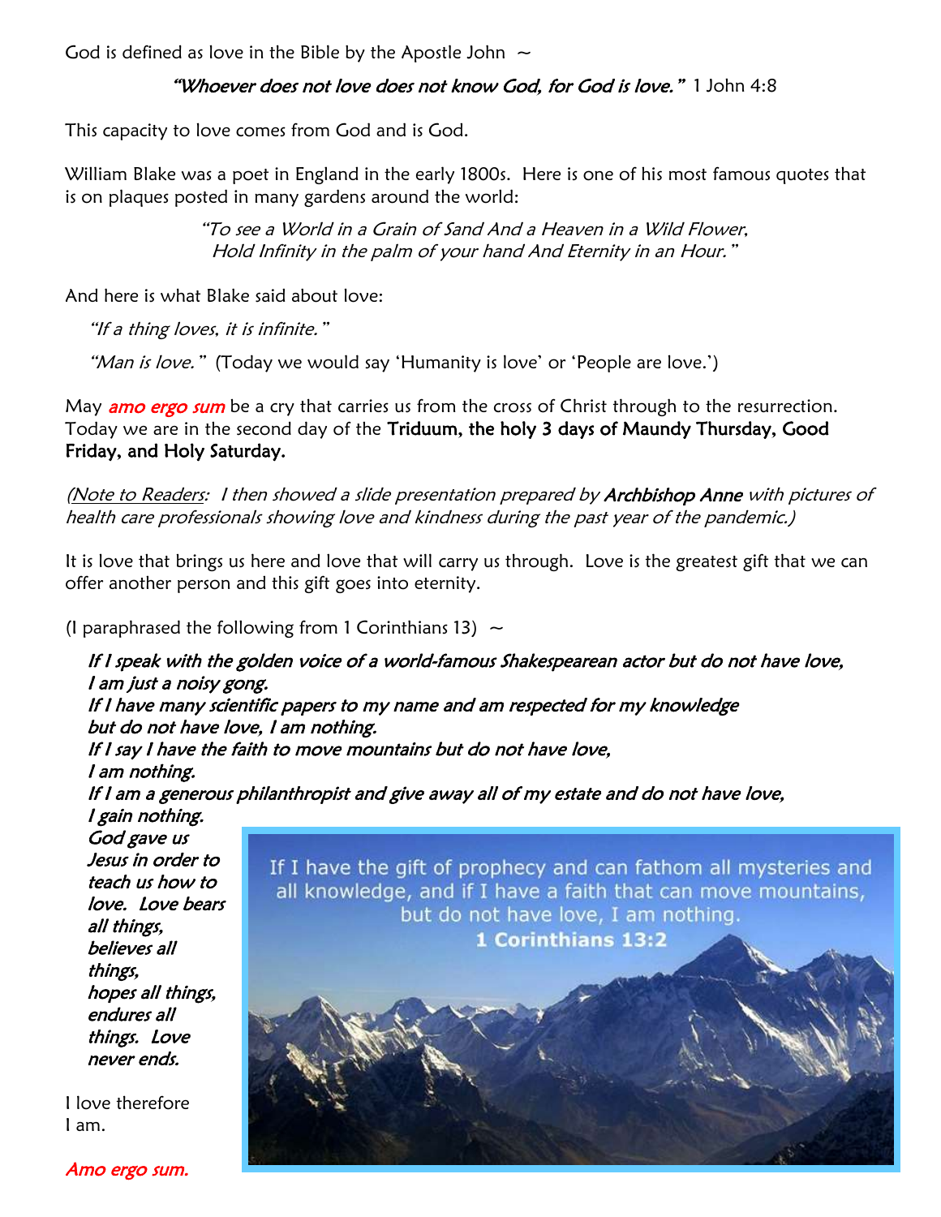God is defined as love in the Bible by the Apostle John ~

*"Whoever does not love does not know God, for God is love."* 1 John 4:8

This capacity to love comes from God and is God.

William Blake was a poet in England in the early 1800s. Here is one of his most famous quotes that is on plaques posted in many gardens around the world:

> *"To see a World in a Grain of Sand And a Heaven in a Wild Flower,*
> *Hold Infinity in the palm of your hand And Eternity in an Hour."*

And here is what Blake said about love:

*"If a thing loves, it is infinite."*

*"Man is love."* (Today we would say 'Humanity is love' or 'People are love.')

May ***amo ergo sum*** be a cry that carries us from the cross of Christ through to the resurrection. Today we are in the second day of the **Triduum, the holy 3 days of Maundy Thursday, Good Friday, and Holy Saturday.**

*(Note to Readers: I then showed a slide presentation prepared by **Archbishop Anne** with pictures of health care professionals showing love and kindness during the past year of the pandemic.)*

It is love that brings us here and love that will carry us through. Love is the greatest gift that we can offer another person and this gift goes into eternity.

(I paraphrased the following from 1 Corinthians 13) ~

*If I speak with the golden voice of a world-famous Shakespearean actor but do not have love, I am just a noisy gong.*
*If I have many scientific papers to my name and am respected for my knowledge but do not have love, I am nothing.*
*If I say I have the faith to move mountains but do not have love, I am nothing.*
*If I am a generous philanthropist and give away all of my estate and do not have love, I gain nothing.*
*God gave us Jesus in order to teach us how to love. Love bears all things, believes all things, hopes all things, endures all things. Love never ends.*

If I have the gift of prophecy and can fathom all mysteries and all knowledge, and if I have a faith that can move mountains, but do not have love, I am nothing.
**1 Corinthians 13:2**

I love therefore I am.

*Amo ergo sum.*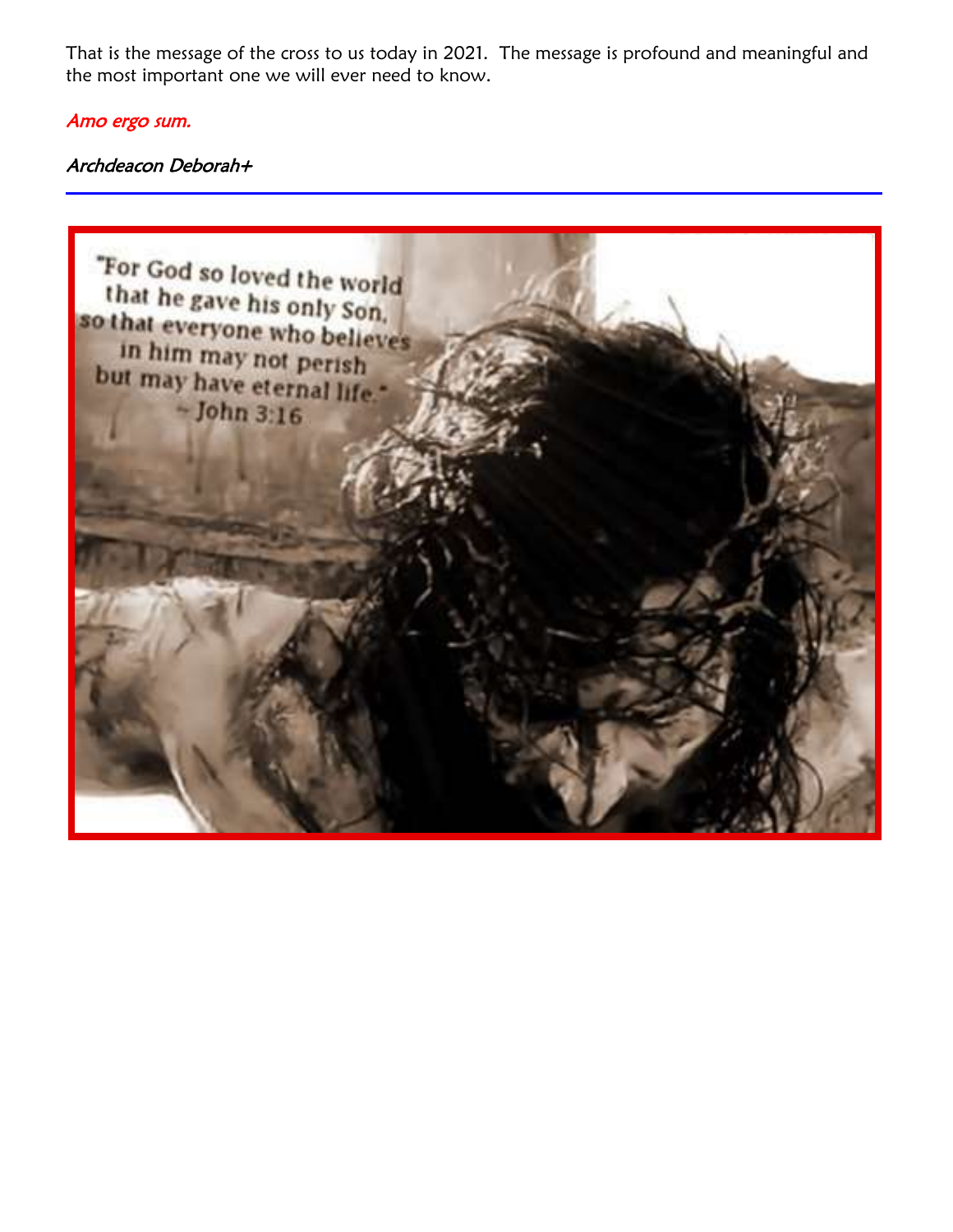That is the message of the cross to us today in 2021. The message is profound and meaningful and the most important one we will ever need to know.

*Amo ergo sum.*

*Archdeacon Deborah+*

---